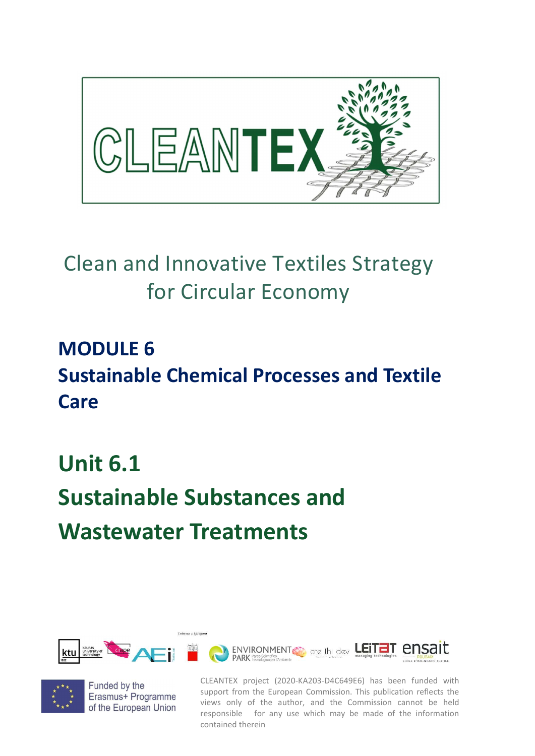# CLEANTEX

Clean and Innovative Textiles Strategy for Circular Economy

## MODULE 6
## Sustainable Chemical Processes and Textile Care

# Unit 6.1
# Sustainable Substances and Wastewater Treatments

Funded by the Erasmus+ Programme of the European Union

CLEANTEX project (2020-KA203-D4C649E6) has been funded with support from the European Commission. This publication reflects the views only of the author, and the Commission cannot be held responsible for any use which may be made of the information contained therein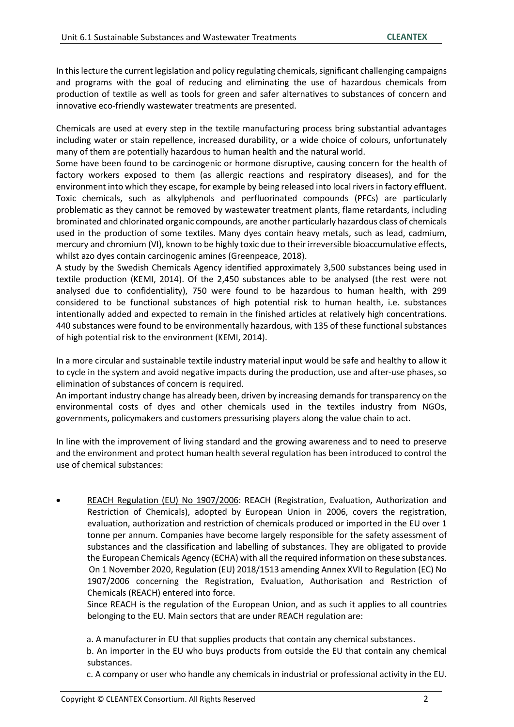In this lecture the current legislation and policy regulating chemicals, significant challenging campaigns and programs with the goal of reducing and eliminating the use of hazardous chemicals from production of textile as well as tools for green and safer alternatives to substances of concern and innovative eco-friendly wastewater treatments are presented.

Chemicals are used at every step in the textile manufacturing process bring substantial advantages including water or stain repellence, increased durability, or a wide choice of colours, unfortunately many of them are potentially hazardous to human health and the natural world.

Some have been found to be carcinogenic or hormone disruptive, causing concern for the health of factory workers exposed to them (as allergic reactions and respiratory diseases), and for the environment into which they escape, for example by being released into local rivers in factory effluent. Toxic chemicals, such as alkylphenols and perfluorinated compounds (PFCs) are particularly problematic as they cannot be removed by wastewater treatment plants, flame retardants, including brominated and chlorinated organic compounds, are another particularly hazardous class of chemicals used in the production of some textiles. Many dyes contain heavy metals, such as lead, cadmium, mercury and chromium (VI), known to be highly toxic due to their irreversible bioaccumulative effects, whilst azo dyes contain carcinogenic amines (Greenpeace, 2018).

A study by the Swedish Chemicals Agency identified approximately 3,500 substances being used in textile production (KEMI, 2014). Of the 2,450 substances able to be analysed (the rest were not analysed due to confidentiality), 750 were found to be hazardous to human health, with 299 considered to be functional substances of high potential risk to human health, i.e. substances intentionally added and expected to remain in the finished articles at relatively high concentrations. 440 substances were found to be environmentally hazardous, with 135 of these functional substances of high potential risk to the environment (KEMI, 2014).

In a more circular and sustainable textile industry material input would be safe and healthy to allow it to cycle in the system and avoid negative impacts during the production, use and after-use phases, so elimination of substances of concern is required.

An important industry change has already been, driven by increasing demands for transparency on the environmental costs of dyes and other chemicals used in the textiles industry from NGOs, governments, policymakers and customers pressurising players along the value chain to act.

In line with the improvement of living standard and the growing awareness and to need to preserve and the environment and protect human health several regulation has been introduced to control the use of chemical substances:

- REACH Regulation (EU) No 1907/2006: REACH (Registration, Evaluation, Authorization and Restriction of Chemicals), adopted by European Union in 2006, covers the registration, evaluation, authorization and restriction of chemicals produced or imported in the EU over 1 tonne per annum. Companies have become largely responsible for the safety assessment of substances and the classification and labelling of substances. They are obligated to provide the European Chemicals Agency (ECHA) with all the required information on these substances. On 1 November 2020, Regulation (EU) 2018/1513 amending Annex XVII to Regulation (EC) No 1907/2006 concerning the Registration, Evaluation, Authorisation and Restriction of Chemicals (REACH) entered into force.

  Since REACH is the regulation of the European Union, and as such it applies to all countries belonging to the EU. Main sectors that are under REACH regulation are:

  a. A manufacturer in EU that supplies products that contain any chemical substances.

  b. An importer in the EU who buys products from outside the EU that contain any chemical substances.

  c. A company or user who handle any chemicals in industrial or professional activity in the EU.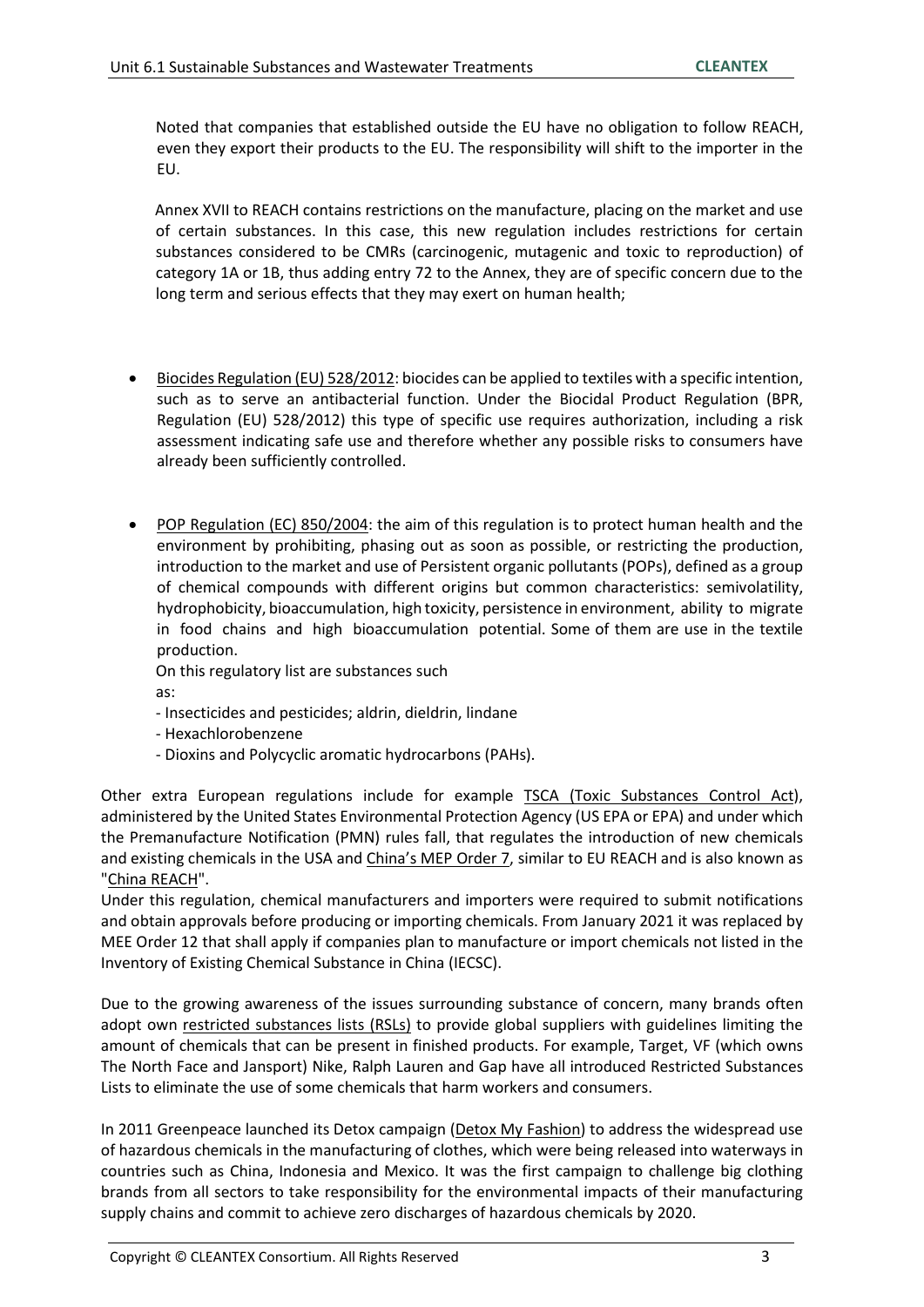Noted that companies that established outside the EU have no obligation to follow REACH, even they export their products to the EU. The responsibility will shift to the importer in the EU.

Annex XVII to REACH contains restrictions on the manufacture, placing on the market and use of certain substances. In this case, this new regulation includes restrictions for certain substances considered to be CMRs (carcinogenic, mutagenic and toxic to reproduction) of category 1A or 1B, thus adding entry 72 to the Annex, they are of specific concern due to the long term and serious effects that they may exert on human health;

- Biocides Regulation (EU) 528/2012: biocides can be applied to textiles with a specific intention, such as to serve an antibacterial function. Under the Biocidal Product Regulation (BPR, Regulation (EU) 528/2012) this type of specific use requires authorization, including a risk assessment indicating safe use and therefore whether any possible risks to consumers have already been sufficiently controlled.

- POP Regulation (EC) 850/2004: the aim of this regulation is to protect human health and the environment by prohibiting, phasing out as soon as possible, or restricting the production, introduction to the market and use of Persistent organic pollutants (POPs), defined as a group of chemical compounds with different origins but common characteristics: semivolatility, hydrophobicity, bioaccumulation, high toxicity, persistence in environment, ability to migrate in food chains and high bioaccumulation potential. Some of them are use in the textile production.

  On this regulatory list are substances such as:
  - Insecticides and pesticides; aldrin, dieldrin, lindane
  - Hexachlorobenzene
  - Dioxins and Polycyclic aromatic hydrocarbons (PAHs).

Other extra European regulations include for example TSCA (Toxic Substances Control Act), administered by the United States Environmental Protection Agency (US EPA or EPA) and under which the Premanufacture Notification (PMN) rules fall, that regulates the introduction of new chemicals and existing chemicals in the USA and China's MEP Order 7, similar to EU REACH and is also known as "China REACH".

Under this regulation, chemical manufacturers and importers were required to submit notifications and obtain approvals before producing or importing chemicals. From January 2021 it was replaced by MEE Order 12 that shall apply if companies plan to manufacture or import chemicals not listed in the Inventory of Existing Chemical Substance in China (IECSC).

Due to the growing awareness of the issues surrounding substance of concern, many brands often adopt own restricted substances lists (RSLs) to provide global suppliers with guidelines limiting the amount of chemicals that can be present in finished products. For example, Target, VF (which owns The North Face and Jansport) Nike, Ralph Lauren and Gap have all introduced Restricted Substances Lists to eliminate the use of some chemicals that harm workers and consumers.

In 2011 Greenpeace launched its Detox campaign (Detox My Fashion) to address the widespread use of hazardous chemicals in the manufacturing of clothes, which were being released into waterways in countries such as China, Indonesia and Mexico. It was the first campaign to challenge big clothing brands from all sectors to take responsibility for the environmental impacts of their manufacturing supply chains and commit to achieve zero discharges of hazardous chemicals by 2020.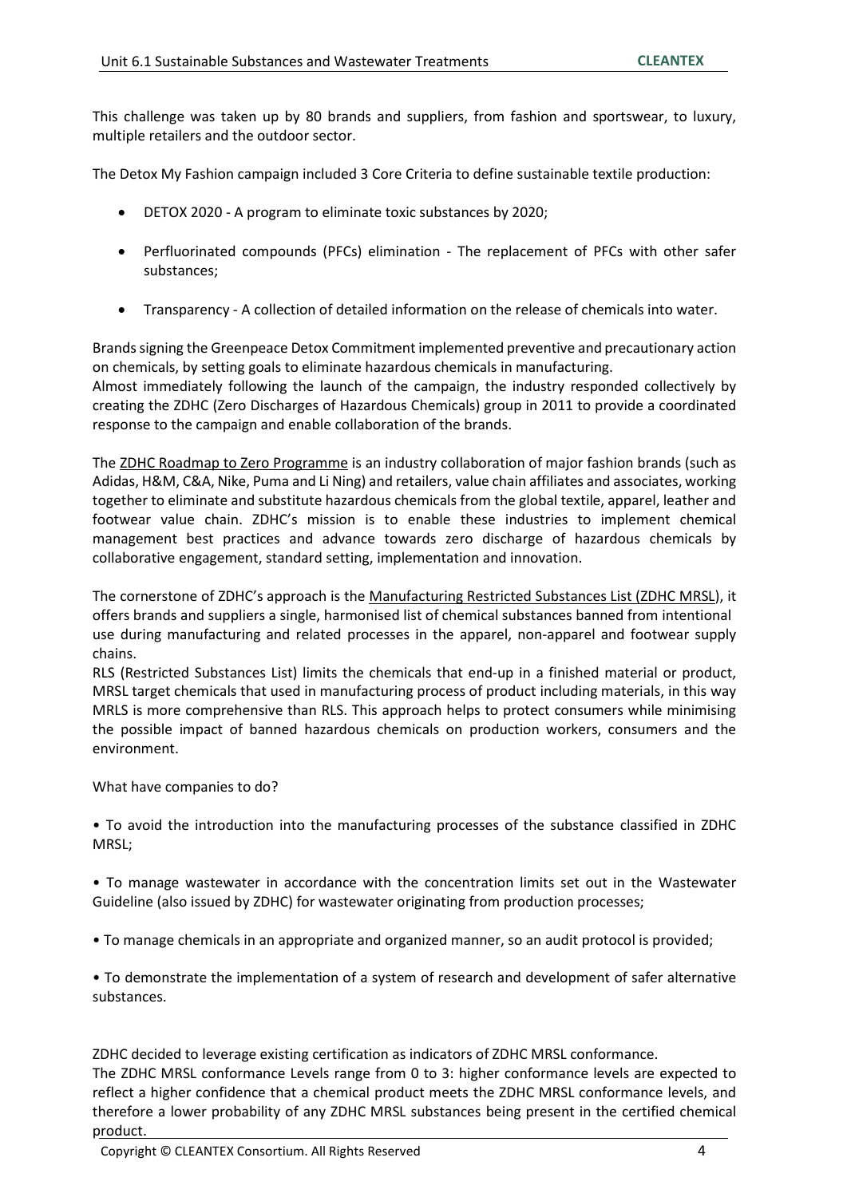This challenge was taken up by 80 brands and suppliers, from fashion and sportswear, to luxury, multiple retailers and the outdoor sector.

The Detox My Fashion campaign included 3 Core Criteria to define sustainable textile production:

- DETOX 2020 - A program to eliminate toxic substances by 2020;
- Perfluorinated compounds (PFCs) elimination - The replacement of PFCs with other safer substances;
- Transparency - A collection of detailed information on the release of chemicals into water.

Brands signing the Greenpeace Detox Commitment implemented preventive and precautionary action on chemicals, by setting goals to eliminate hazardous chemicals in manufacturing.
Almost immediately following the launch of the campaign, the industry responded collectively by creating the ZDHC (Zero Discharges of Hazardous Chemicals) group in 2011 to provide a coordinated response to the campaign and enable collaboration of the brands.

The ZDHC Roadmap to Zero Programme is an industry collaboration of major fashion brands (such as Adidas, H&M, C&A, Nike, Puma and Li Ning) and retailers, value chain affiliates and associates, working together to eliminate and substitute hazardous chemicals from the global textile, apparel, leather and footwear value chain. ZDHC's mission is to enable these industries to implement chemical management best practices and advance towards zero discharge of hazardous chemicals by collaborative engagement, standard setting, implementation and innovation.

The cornerstone of ZDHC's approach is the Manufacturing Restricted Substances List (ZDHC MRSL), it offers brands and suppliers a single, harmonised list of chemical substances banned from intentional use during manufacturing and related processes in the apparel, non-apparel and footwear supply chains.
RLS (Restricted Substances List) limits the chemicals that end-up in a finished material or product, MRSL target chemicals that used in manufacturing process of product including materials, in this way MRLS is more comprehensive than RLS. This approach helps to protect consumers while minimising the possible impact of banned hazardous chemicals on production workers, consumers and the environment.

What have companies to do?

- To avoid the introduction into the manufacturing processes of the substance classified in ZDHC MRSL;
- To manage wastewater in accordance with the concentration limits set out in the Wastewater Guideline (also issued by ZDHC) for wastewater originating from production processes;
- To manage chemicals in an appropriate and organized manner, so an audit protocol is provided;
- To demonstrate the implementation of a system of research and development of safer alternative substances.

ZDHC decided to leverage existing certification as indicators of ZDHC MRSL conformance.
The ZDHC MRSL conformance Levels range from 0 to 3: higher conformance levels are expected to reflect a higher confidence that a chemical product meets the ZDHC MRSL conformance levels, and therefore a lower probability of any ZDHC MRSL substances being present in the certified chemical product.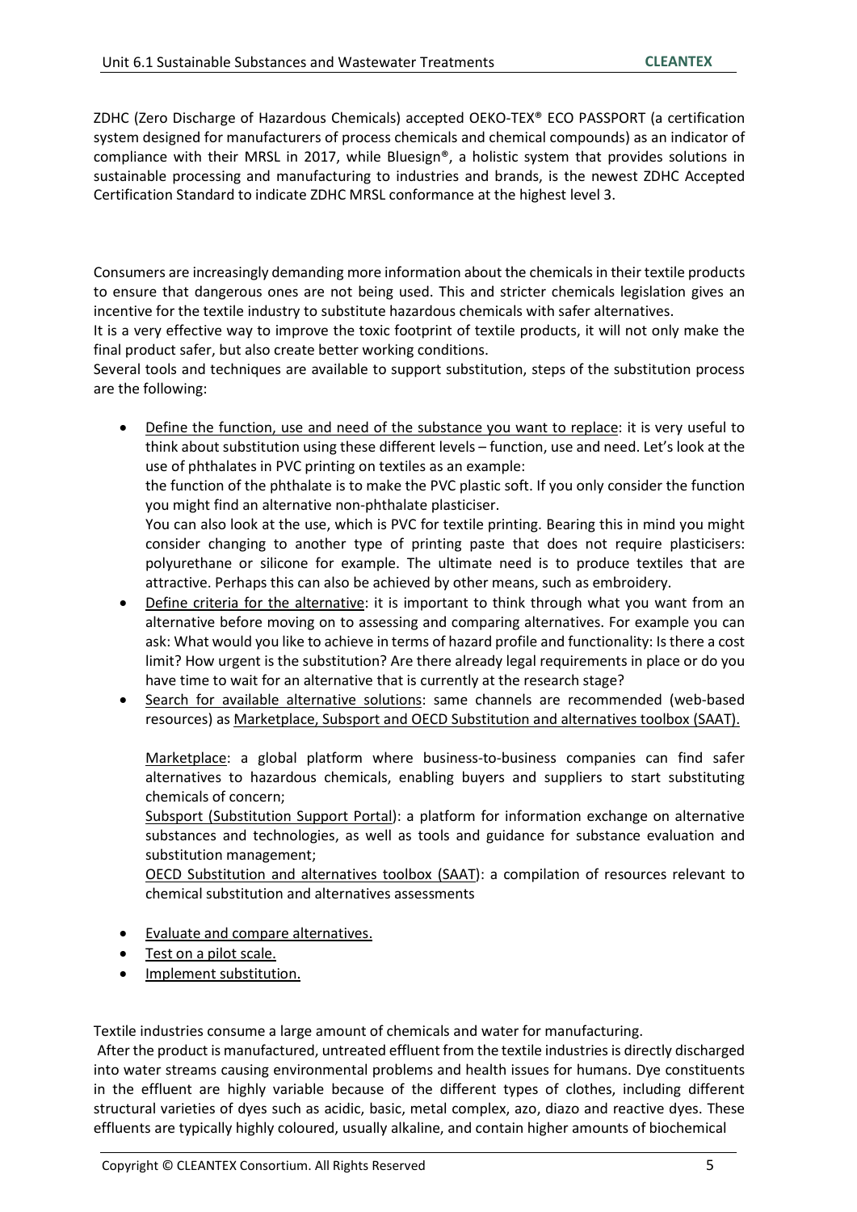ZDHC (Zero Discharge of Hazardous Chemicals) accepted OEKO-TEX® ECO PASSPORT (a certification system designed for manufacturers of process chemicals and chemical compounds) as an indicator of compliance with their MRSL in 2017, while Bluesign®, a holistic system that provides solutions in sustainable processing and manufacturing to industries and brands, is the newest ZDHC Accepted Certification Standard to indicate ZDHC MRSL conformance at the highest level 3.

Consumers are increasingly demanding more information about the chemicals in their textile products to ensure that dangerous ones are not being used. This and stricter chemicals legislation gives an incentive for the textile industry to substitute hazardous chemicals with safer alternatives.

It is a very effective way to improve the toxic footprint of textile products, it will not only make the final product safer, but also create better working conditions.

Several tools and techniques are available to support substitution, steps of the substitution process are the following:

- Define the function, use and need of the substance you want to replace: it is very useful to think about substitution using these different levels – function, use and need. Let's look at the use of phthalates in PVC printing on textiles as an example:
  the function of the phthalate is to make the PVC plastic soft. If you only consider the function you might find an alternative non-phthalate plasticiser.
  You can also look at the use, which is PVC for textile printing. Bearing this in mind you might consider changing to another type of printing paste that does not require plasticisers: polyurethane or silicone for example. The ultimate need is to produce textiles that are attractive. Perhaps this can also be achieved by other means, such as embroidery.
- Define criteria for the alternative: it is important to think through what you want from an alternative before moving on to assessing and comparing alternatives. For example you can ask: What would you like to achieve in terms of hazard profile and functionality: Is there a cost limit? How urgent is the substitution? Are there already legal requirements in place or do you have time to wait for an alternative that is currently at the research stage?
- Search for available alternative solutions: same channels are recommended (web-based resources) as Marketplace, Subsport and OECD Substitution and alternatives toolbox (SAAT).

  Marketplace: a global platform where business-to-business companies can find safer alternatives to hazardous chemicals, enabling buyers and suppliers to start substituting chemicals of concern;
  Subsport (Substitution Support Portal): a platform for information exchange on alternative substances and technologies, as well as tools and guidance for substance evaluation and substitution management;
  OECD Substitution and alternatives toolbox (SAAT): a compilation of resources relevant to chemical substitution and alternatives assessments

- Evaluate and compare alternatives.
- Test on a pilot scale.
- Implement substitution.

Textile industries consume a large amount of chemicals and water for manufacturing.

After the product is manufactured, untreated effluent from the textile industries is directly discharged into water streams causing environmental problems and health issues for humans. Dye constituents in the effluent are highly variable because of the different types of clothes, including different structural varieties of dyes such as acidic, basic, metal complex, azo, diazo and reactive dyes. These effluents are typically highly coloured, usually alkaline, and contain higher amounts of biochemical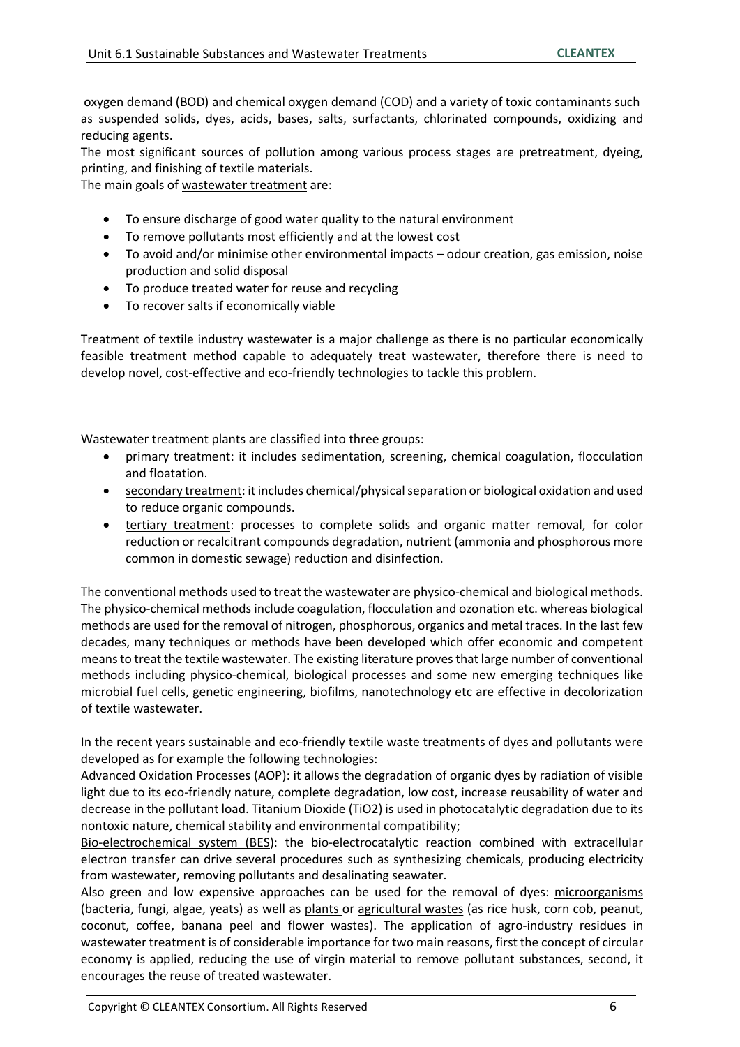oxygen demand (BOD) and chemical oxygen demand (COD) and a variety of toxic contaminants such as suspended solids, dyes, acids, bases, salts, surfactants, chlorinated compounds, oxidizing and reducing agents.

The most significant sources of pollution among various process stages are pretreatment, dyeing, printing, and finishing of textile materials.

The main goals of wastewater treatment are:

- To ensure discharge of good water quality to the natural environment
- To remove pollutants most efficiently and at the lowest cost
- To avoid and/or minimise other environmental impacts – odour creation, gas emission, noise production and solid disposal
- To produce treated water for reuse and recycling
- To recover salts if economically viable

Treatment of textile industry wastewater is a major challenge as there is no particular economically feasible treatment method capable to adequately treat wastewater, therefore there is need to develop novel, cost-effective and eco-friendly technologies to tackle this problem.

Wastewater treatment plants are classified into three groups:

- primary treatment: it includes sedimentation, screening, chemical coagulation, flocculation and floatation.
- secondary treatment: it includes chemical/physical separation or biological oxidation and used to reduce organic compounds.
- tertiary treatment: processes to complete solids and organic matter removal, for color reduction or recalcitrant compounds degradation, nutrient (ammonia and phosphorous more common in domestic sewage) reduction and disinfection.

The conventional methods used to treat the wastewater are physico-chemical and biological methods. The physico-chemical methods include coagulation, flocculation and ozonation etc. whereas biological methods are used for the removal of nitrogen, phosphorous, organics and metal traces. In the last few decades, many techniques or methods have been developed which offer economic and competent means to treat the textile wastewater. The existing literature proves that large number of conventional methods including physico-chemical, biological processes and some new emerging techniques like microbial fuel cells, genetic engineering, biofilms, nanotechnology etc are effective in decolorization of textile wastewater.

In the recent years sustainable and eco-friendly textile waste treatments of dyes and pollutants were developed as for example the following technologies:

Advanced Oxidation Processes (AOP): it allows the degradation of organic dyes by radiation of visible light due to its eco-friendly nature, complete degradation, low cost, increase reusability of water and decrease in the pollutant load. Titanium Dioxide ($TiO_2$) is used in photocatalytic degradation due to its nontoxic nature, chemical stability and environmental compatibility;

Bio-electrochemical system (BES): the bio-electrocatalytic reaction combined with extracellular electron transfer can drive several procedures such as synthesizing chemicals, producing electricity from wastewater, removing pollutants and desalinating seawater.

Also green and low expensive approaches can be used for the removal of dyes: microorganisms (bacteria, fungi, algae, yeats) as well as plants or agricultural wastes (as rice husk, corn cob, peanut, coconut, coffee, banana peel and flower wastes). The application of agro-industry residues in wastewater treatment is of considerable importance for two main reasons, first the concept of circular economy is applied, reducing the use of virgin material to remove pollutant substances, second, it encourages the reuse of treated wastewater.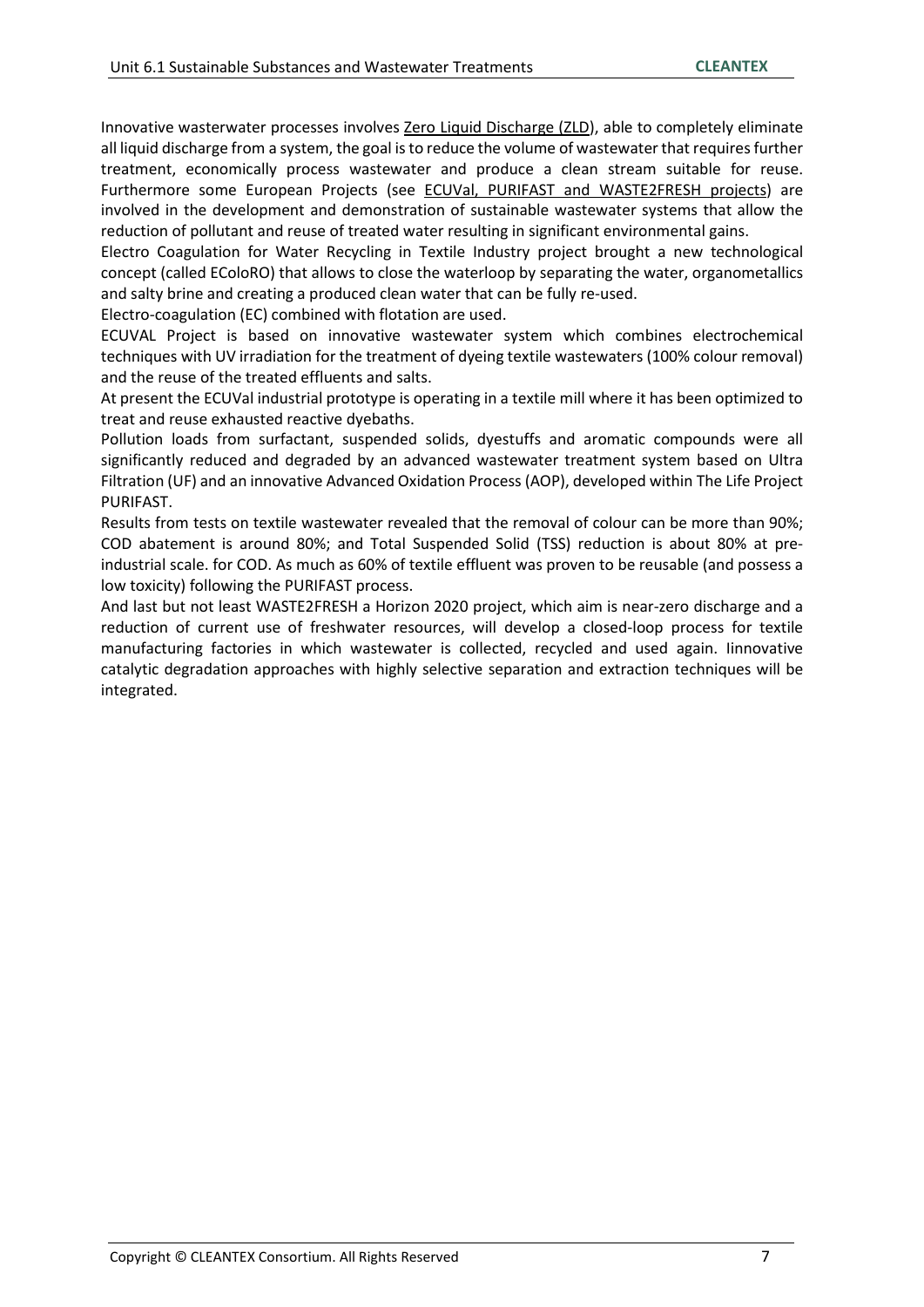Innovative wasterwater processes involves Zero Liquid Discharge (ZLD), able to completely eliminate all liquid discharge from a system, the goal is to reduce the volume of wastewater that requires further treatment, economically process wastewater and produce a clean stream suitable for reuse. Furthermore some European Projects (see ECUVal, PURIFAST and WASTE2FRESH projects) are involved in the development and demonstration of sustainable wastewater systems that allow the reduction of pollutant and reuse of treated water resulting in significant environmental gains.

Electro Coagulation for Water Recycling in Textile Industry project brought a new technological concept (called EColoRO) that allows to close the waterloop by separating the water, organometallics and salty brine and creating a produced clean water that can be fully re-used.

Electro-coagulation (EC) combined with flotation are used.

ECUVAL Project is based on innovative wastewater system which combines electrochemical techniques with UV irradiation for the treatment of dyeing textile wastewaters (100% colour removal) and the reuse of the treated effluents and salts.

At present the ECUVal industrial prototype is operating in a textile mill where it has been optimized to treat and reuse exhausted reactive dyebaths.

Pollution loads from surfactant, suspended solids, dyestuffs and aromatic compounds were all significantly reduced and degraded by an advanced wastewater treatment system based on Ultra Filtration (UF) and an innovative Advanced Oxidation Process (AOP), developed within The Life Project PURIFAST.

Results from tests on textile wastewater revealed that the removal of colour can be more than 90%; COD abatement is around 80%; and Total Suspended Solid (TSS) reduction is about 80% at pre-industrial scale. for COD. As much as 60% of textile effluent was proven to be reusable (and possess a low toxicity) following the PURIFAST process.

And last but not least WASTE2FRESH a Horizon 2020 project, which aim is near-zero discharge and a reduction of current use of freshwater resources, will develop a closed-loop process for textile manufacturing factories in which wastewater is collected, recycled and used again. Iinnovative catalytic degradation approaches with highly selective separation and extraction techniques will be integrated.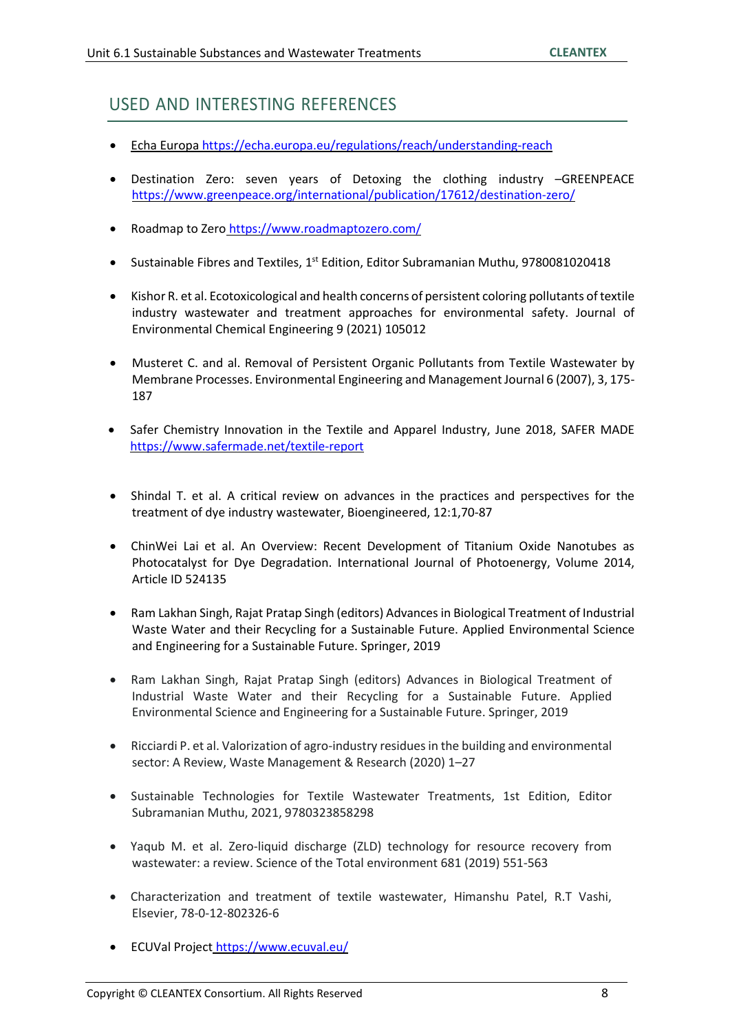## USED AND INTERESTING REFERENCES

- Echa Europa https://echa.europa.eu/regulations/reach/understanding-reach
- Destination Zero: seven years of Detoxing the clothing industry –GREENPEACE https://www.greenpeace.org/international/publication/17612/destination-zero/
- Roadmap to Zero https://www.roadmaptozero.com/
- Sustainable Fibres and Textiles, 1st Edition, Editor Subramanian Muthu, 9780081020418
- Kishor R. et al. Ecotoxicological and health concerns of persistent coloring pollutants of textile industry wastewater and treatment approaches for environmental safety. Journal of Environmental Chemical Engineering 9 (2021) 105012
- Musteret C. and al. Removal of Persistent Organic Pollutants from Textile Wastewater by Membrane Processes. Environmental Engineering and Management Journal 6 (2007), 3, 175-187
- Safer Chemistry Innovation in the Textile and Apparel Industry, June 2018, SAFER MADE https://www.safermade.net/textile-report
- Shindal T. et al. A critical review on advances in the practices and perspectives for the treatment of dye industry wastewater, Bioengineered, 12:1,70-87
- ChinWei Lai et al. An Overview: Recent Development of Titanium Oxide Nanotubes as Photocatalyst for Dye Degradation. International Journal of Photoenergy, Volume 2014, Article ID 524135
- Ram Lakhan Singh, Rajat Pratap Singh (editors) Advances in Biological Treatment of Industrial Waste Water and their Recycling for a Sustainable Future. Applied Environmental Science and Engineering for a Sustainable Future. Springer, 2019
- Ram Lakhan Singh, Rajat Pratap Singh (editors) Advances in Biological Treatment of Industrial Waste Water and their Recycling for a Sustainable Future. Applied Environmental Science and Engineering for a Sustainable Future. Springer, 2019
- Ricciardi P. et al. Valorization of agro-industry residues in the building and environmental sector: A Review, Waste Management & Research (2020) 1–27
- Sustainable Technologies for Textile Wastewater Treatments, 1st Edition, Editor Subramanian Muthu, 2021, 9780323858298
- Yaqub M. et al. Zero-liquid discharge (ZLD) technology for resource recovery from wastewater: a review. Science of the Total environment 681 (2019) 551-563
- Characterization and treatment of textile wastewater, Himanshu Patel, R.T Vashi, Elsevier, 78-0-12-802326-6
- ECUVal Project https://www.ecuval.eu/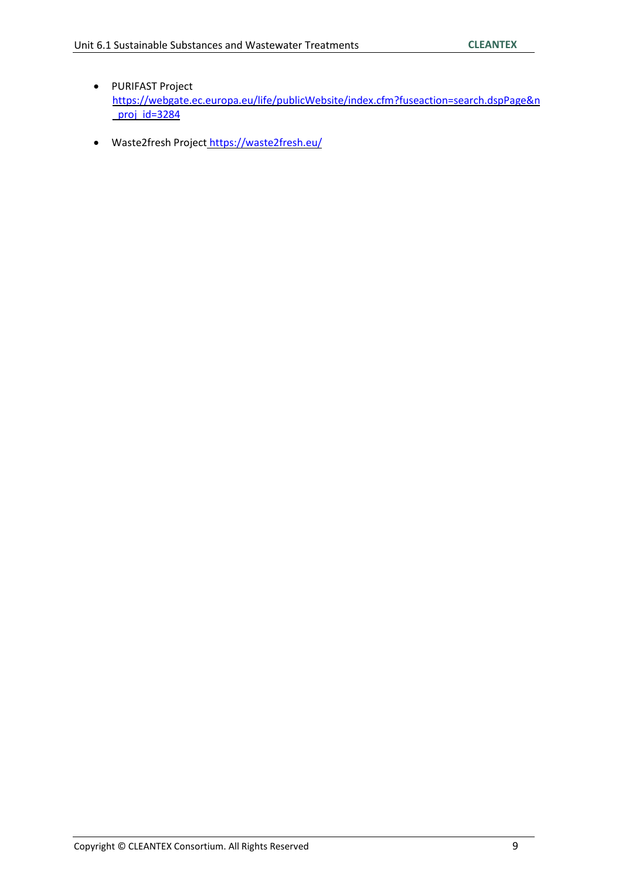- PURIFAST Project https://webgate.ec.europa.eu/life/publicWebsite/index.cfm?fuseaction=search.dspPage&n_proj_id=3284

- Waste2fresh Project https://waste2fresh.eu/